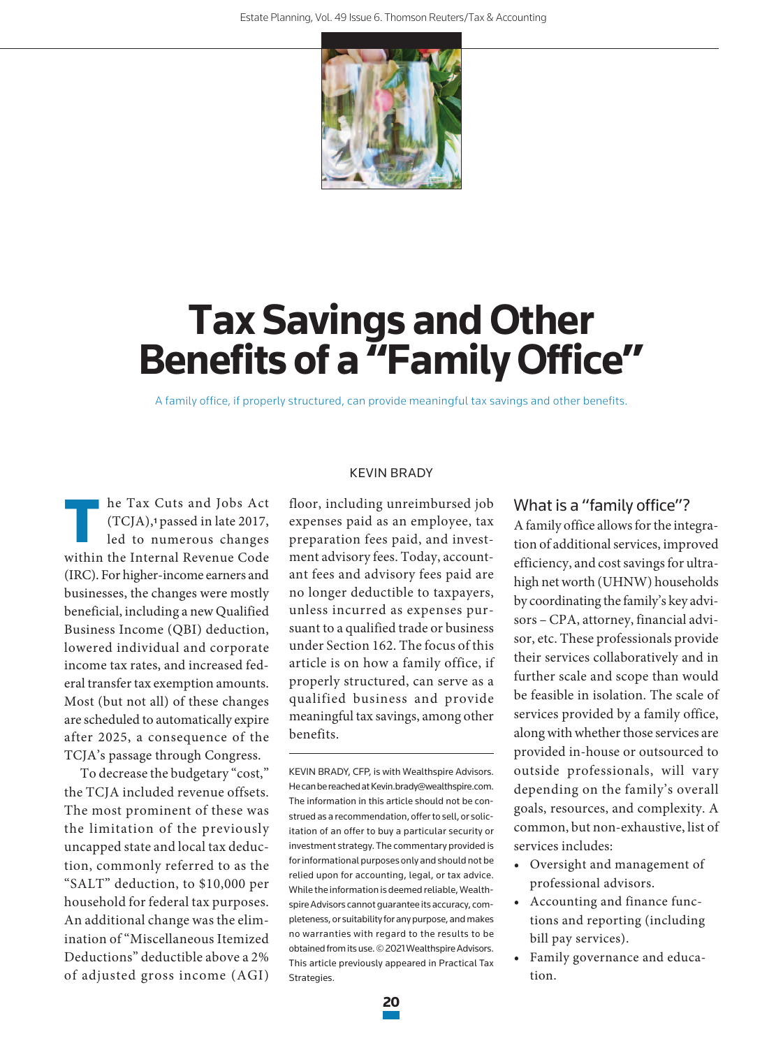# Tax Savings and Other Benefits of a "Family Office"

A family office, if properly structured, can provide meaningful tax savings and other benefits.

KEVIN BRADY

The Tax Cuts and Jobs Act (TCJA),[1] passed in late 2017, led to numerous changes within the Internal Revenue Code (IRC). For higher-income earners and businesses, the changes were mostly beneficial, including a new Qualified Business Income (QBI) deduction, lowered individual and corporate income tax rates, and increased federal transfer tax exemption amounts. Most (but not all) of these changes are scheduled to automatically expire after 2025, a consequence of the TCJA's passage through Congress.

To decrease the budgetary "cost," the TCJA included revenue offsets. The most prominent of these was the limitation of the previously uncapped state and local tax deduction, commonly referred to as the "SALT" deduction, to $10,000 per household for federal tax purposes. An additional change was the elimination of "Miscellaneous Itemized Deductions" deductible above a 2% of adjusted gross income (AGI) floor, including unreimbursed job expenses paid as an employee, tax preparation fees paid, and investment advisory fees. Today, accountant fees and advisory fees paid are no longer deductible to taxpayers, unless incurred as expenses pursuant to a qualified trade or business under Section 162. The focus of this article is on how a family office, if properly structured, can serve as a qualified business and provide meaningful tax savings, among other benefits.

KEVIN BRADY, CFP, is with Wealthspire Advisors. He can be reached at Kevin.brady@wealthspire.com. The information in this article should not be construed as a recommendation, offer to sell, or solicitation of an offer to buy a particular security or investment strategy. The commentary provided is for informational purposes only and should not be relied upon for accounting, legal, or tax advice. While the information is deemed reliable, Wealthspire Advisors cannot guarantee its accuracy, completeness, or suitability for any purpose, and makes no warranties with regard to the results to be obtained from its use. © 2021 Wealthspire Advisors. This article previously appeared in Practical Tax Strategies.

## What is a "family office"?

A family office allows for the integration of additional services, improved efficiency, and cost savings for ultra-high net worth (UHNW) households by coordinating the family's key advisors – CPA, attorney, financial advisor, etc. These professionals provide their services collaboratively and in further scale and scope than would be feasible in isolation. The scale of services provided by a family office, along with whether those services are provided in-house or outsourced to outside professionals, will vary depending on the family's overall goals, resources, and complexity. A common, but non-exhaustive, list of services includes:

- Oversight and management of professional advisors.
- Accounting and finance functions and reporting (including bill pay services).
- Family governance and education.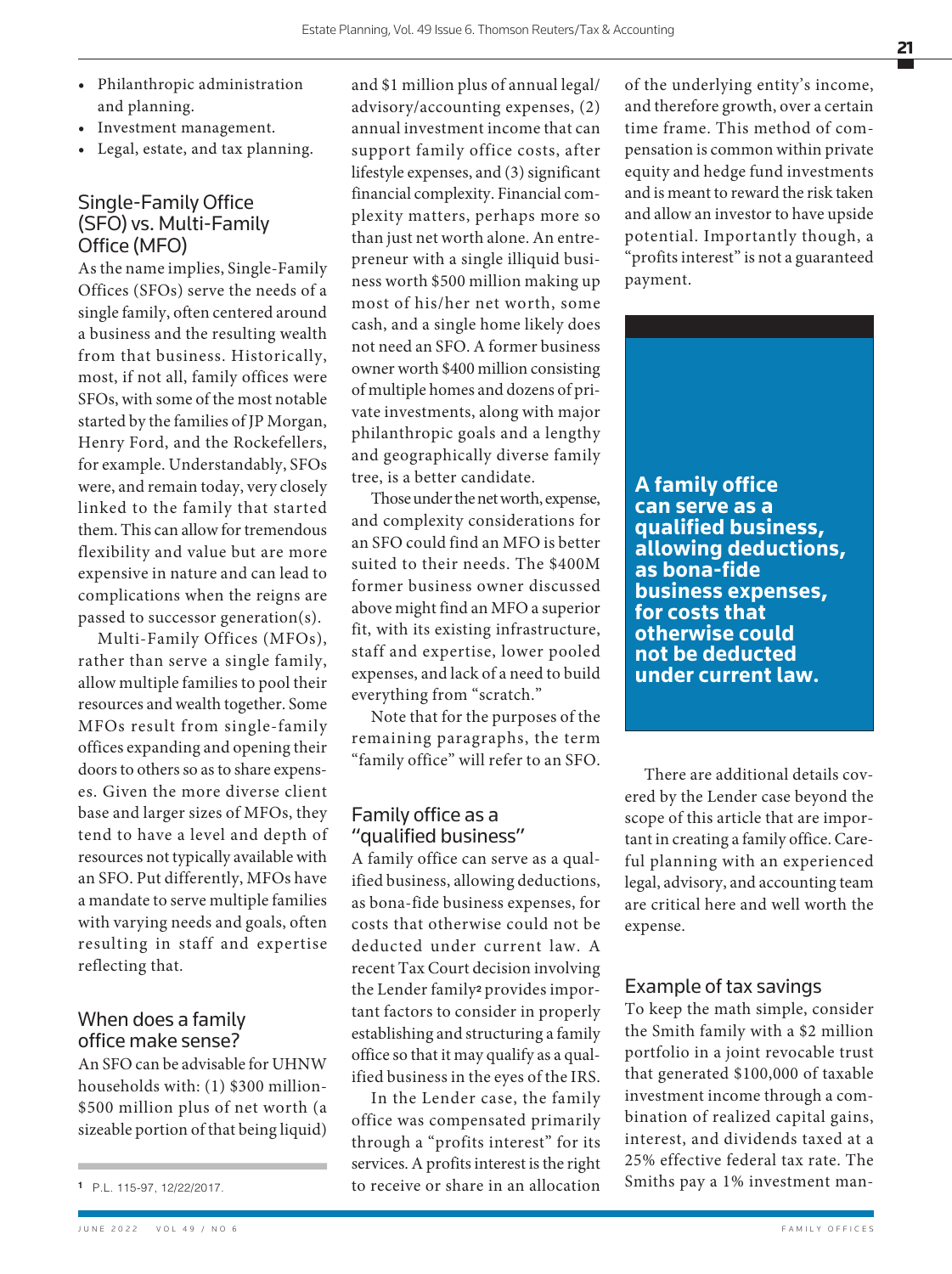- Philanthropic administration and planning.
- Investment management.
- Legal, estate, and tax planning.

## Single-Family Office (SFO) vs. Multi-Family Office (MFO)

As the name implies, Single-Family Offices (SFOs) serve the needs of a single family, often centered around a business and the resulting wealth from that business. Historically, most, if not all, family offices were SFOs, with some of the most notable started by the families of JP Morgan, Henry Ford, and the Rockefellers, for example. Understandably, SFOs were, and remain today, very closely linked to the family that started them. This can allow for tremendous flexibility and value but are more expensive in nature and can lead to complications when the reigns are passed to successor generation(s).

Multi-Family Offices (MFOs), rather than serve a single family, allow multiple families to pool their resources and wealth together. Some MFOs result from single-family offices expanding and opening their doors to others so as to share expenses. Given the more diverse client base and larger sizes of MFOs, they tend to have a level and depth of resources not typically available with an SFO. Put differently, MFOs have a mandate to serve multiple families with varying needs and goals, often resulting in staff and expertise reflecting that.

## When does a family office make sense?

An SFO can be advisable for UHNW households with: (1) $300 million-$500 million plus of net worth (a sizeable portion of that being liquid) and $1 million plus of annual legal/advisory/accounting expenses, (2) annual investment income that can support family office costs, after lifestyle expenses, and (3) significant financial complexity. Financial complexity matters, perhaps more so than just net worth alone. An entrepreneur with a single illiquid business worth $500 million making up most of his/her net worth, some cash, and a single home likely does not need an SFO. A former business owner worth $400 million consisting of multiple homes and dozens of private investments, along with major philanthropic goals and a lengthy and geographically diverse family tree, is a better candidate.

Those under the net worth, expense, and complexity considerations for an SFO could find an MFO is better suited to their needs. The $400M former business owner discussed above might find an MFO a superior fit, with its existing infrastructure, staff and expertise, lower pooled expenses, and lack of a need to build everything from "scratch."

Note that for the purposes of the remaining paragraphs, the term "family office" will refer to an SFO.

## Family office as a "qualified business"

A family office can serve as a qualified business, allowing deductions, as bona-fide business expenses, for costs that otherwise could not be deducted under current law. A recent Tax Court decision involving the Lender family[2] provides important factors to consider in properly establishing and structuring a family office so that it may qualify as a qualified business in the eyes of the IRS.

In the Lender case, the family office was compensated primarily through a "profits interest" for its services. A profits interest is the right to receive or share in an allocation of the underlying entity's income, and therefore growth, over a certain time frame. This method of compensation is common within private equity and hedge fund investments and is meant to reward the risk taken and allow an investor to have upside potential. Importantly though, a "profits interest" is not a guaranteed payment.

> **A family office can serve as a qualified business, allowing deductions, as bona-fide business expenses, for costs that otherwise could not be deducted under current law.**

There are additional details covered by the Lender case beyond the scope of this article that are important in creating a family office. Careful planning with an experienced legal, advisory, and accounting team are critical here and well worth the expense.

## Example of tax savings

To keep the math simple, consider the Smith family with a $2 million portfolio in a joint revocable trust that generated $100,000 of taxable investment income through a combination of realized capital gains, interest, and dividends taxed at a 25% effective federal tax rate. The Smiths pay a 1% investment man-

---

[1] P.L. 115-97, 12/22/2017.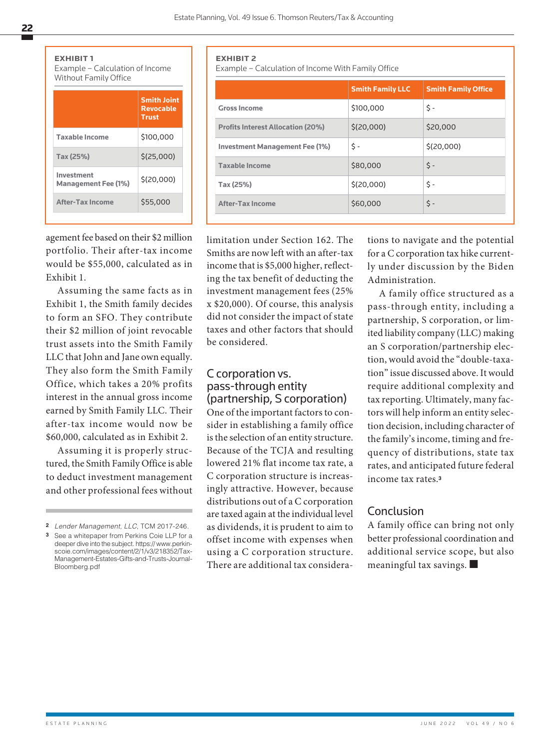**EXHIBIT 1**
Example – Calculation of Income Without Family Office

| | Smith Joint Revocable Trust |
|---|---|
| Taxable Income | $100,000 |
| Tax (25%) | $(25,000) |
| Investment Management Fee (1%) | $(20,000) |
| After-Tax Income | $55,000 |

**EXHIBIT 2**
Example – Calculation of Income With Family Office

| | Smith Family LLC | Smith Family Office |
|---|---|---|
| Gross Income | $100,000 | $ - |
| Profits Interest Allocation (20%) | $(20,000) | $20,000 |
| Investment Management Fee (1%) | $ - | $(20,000) |
| Taxable Income | $80,000 | $ - |
| Tax (25%) | $(20,000) | $ - |
| After-Tax Income | $60,000 | $ - |

agement fee based on their $2 million portfolio. Their after-tax income would be $55,000, calculated as in Exhibit 1.

Assuming the same facts as in Exhibit 1, the Smith family decides to form an SFO. They contribute their $2 million of joint revocable trust assets into the Smith Family LLC that John and Jane own equally. They also form the Smith Family Office, which takes a 20% profits interest in the annual gross income earned by Smith Family LLC. Their after-tax income would now be $60,000, calculated as in Exhibit 2.

Assuming it is properly structured, the Smith Family Office is able to deduct investment management and other professional fees without limitation under Section 162. The Smiths are now left with an after-tax income that is $5,000 higher, reflecting the tax benefit of deducting the investment management fees (25% x $20,000). Of course, this analysis did not consider the impact of state taxes and other factors that should be considered.

## C corporation vs. pass-through entity (partnership, S corporation)

One of the important factors to consider in establishing a family office is the selection of an entity structure. Because of the TCJA and resulting lowered 21% flat income tax rate, a C corporation structure is increasingly attractive. However, because distributions out of a C corporation are taxed again at the individual level as dividends, it is prudent to aim to offset income with expenses when using a C corporation structure. There are additional tax considerations to navigate and the potential for a C corporation tax hike currently under discussion by the Biden Administration.

A family office structured as a pass-through entity, including a partnership, S corporation, or limited liability company (LLC) making an S corporation/partnership election, would avoid the "double-taxation" issue discussed above. It would require additional complexity and tax reporting. Ultimately, many factors will help inform an entity selection decision, including character of the family's income, timing and frequency of distributions, state tax rates, and anticipated future federal income tax rates.[3]

## Conclusion

A family office can bring not only better professional coordination and additional service scope, but also meaningful tax savings. ■

---

[2] *Lender Management, LLC*, TCM 2017-246.

[3] See a whitepaper from Perkins Coie LLP for a deeper dive into the subject. https://www.perkinscoie.com/images/content/2/1/v3/218352/Tax-Management-Estates-Gifts-and-Trusts-Journal-Bloomberg.pdf